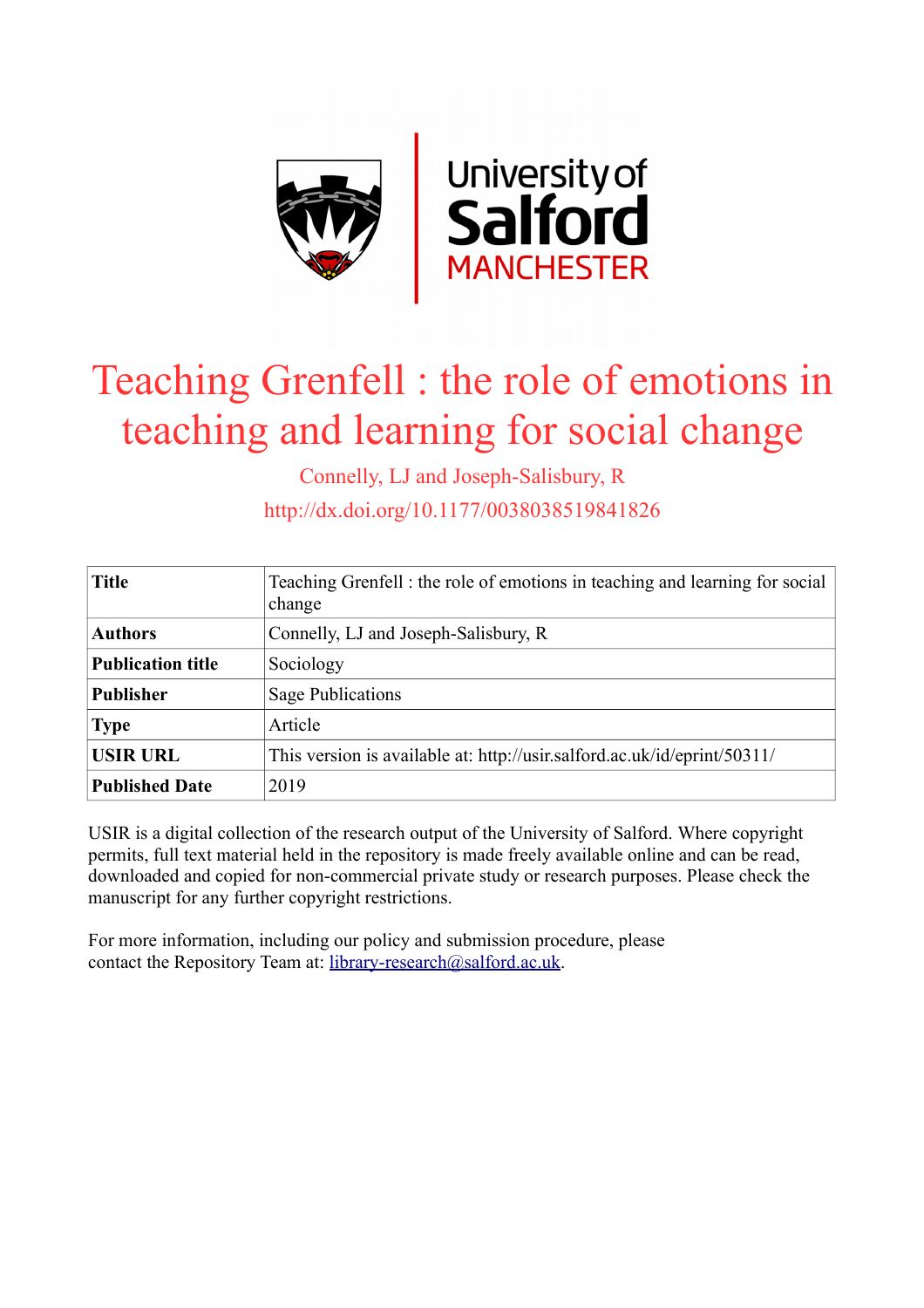# Teaching Grenfell : the role of emotions in teaching and learning for social change

Connelly, LJ and Joseph-Salisbury, R

http://dx.doi.org/10.1177/0038038519841826

| **Title** | Teaching Grenfell : the role of emotions in teaching and learning for social change |
|---|---|
| **Authors** | Connelly, LJ and Joseph-Salisbury, R |
| **Publication title** | Sociology |
| **Publisher** | Sage Publications |
| **Type** | Article |
| **USIR URL** | This version is available at: http://usir.salford.ac.uk/id/eprint/50311/ |
| **Published Date** | 2019 |

USIR is a digital collection of the research output of the University of Salford. Where copyright permits, full text material held in the repository is made freely available online and can be read, downloaded and copied for non-commercial private study or research purposes. Please check the manuscript for any further copyright restrictions.

For more information, including our policy and submission procedure, please contact the Repository Team at: library-research@salford.ac.uk.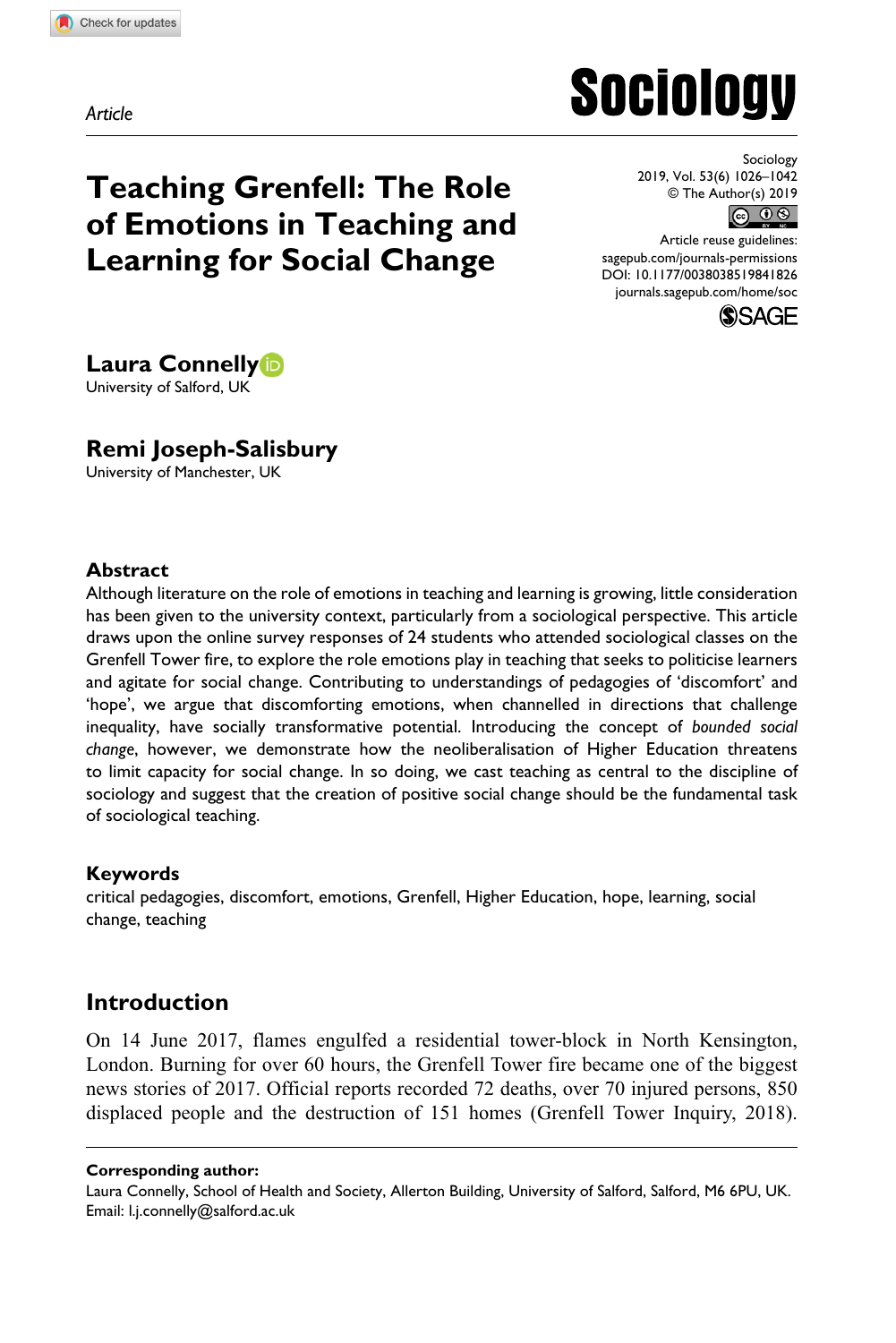Article

# Teaching Grenfell: The Role of Emotions in Teaching and Learning for Social Change

Sociology
2019, Vol. 53(6) 1026–1042
© The Author(s) 2019
Article reuse guidelines:
sagepub.com/journals-permissions
DOI: 10.1177/0038038519841826
journals.sagepub.com/home/soc

**Laura Connelly**
University of Salford, UK

**Remi Joseph-Salisbury**
University of Manchester, UK

## Abstract

Although literature on the role of emotions in teaching and learning is growing, little consideration has been given to the university context, particularly from a sociological perspective. This article draws upon the online survey responses of 24 students who attended sociological classes on the Grenfell Tower fire, to explore the role emotions play in teaching that seeks to politicise learners and agitate for social change. Contributing to understandings of pedagogies of 'discomfort' and 'hope', we argue that discomforting emotions, when channelled in directions that challenge inequality, have socially transformative potential. Introducing the concept of *bounded social change*, however, we demonstrate how the neoliberalisation of Higher Education threatens to limit capacity for social change. In so doing, we cast teaching as central to the discipline of sociology and suggest that the creation of positive social change should be the fundamental task of sociological teaching.

## Keywords

critical pedagogies, discomfort, emotions, Grenfell, Higher Education, hope, learning, social change, teaching

## Introduction

On 14 June 2017, flames engulfed a residential tower-block in North Kensington, London. Burning for over 60 hours, the Grenfell Tower fire became one of the biggest news stories of 2017. Official reports recorded 72 deaths, over 70 injured persons, 850 displaced people and the destruction of 151 homes (Grenfell Tower Inquiry, 2018).

**Corresponding author:**
Laura Connelly, School of Health and Society, Allerton Building, University of Salford, Salford, M6 6PU, UK.
Email: l.j.connelly@salford.ac.uk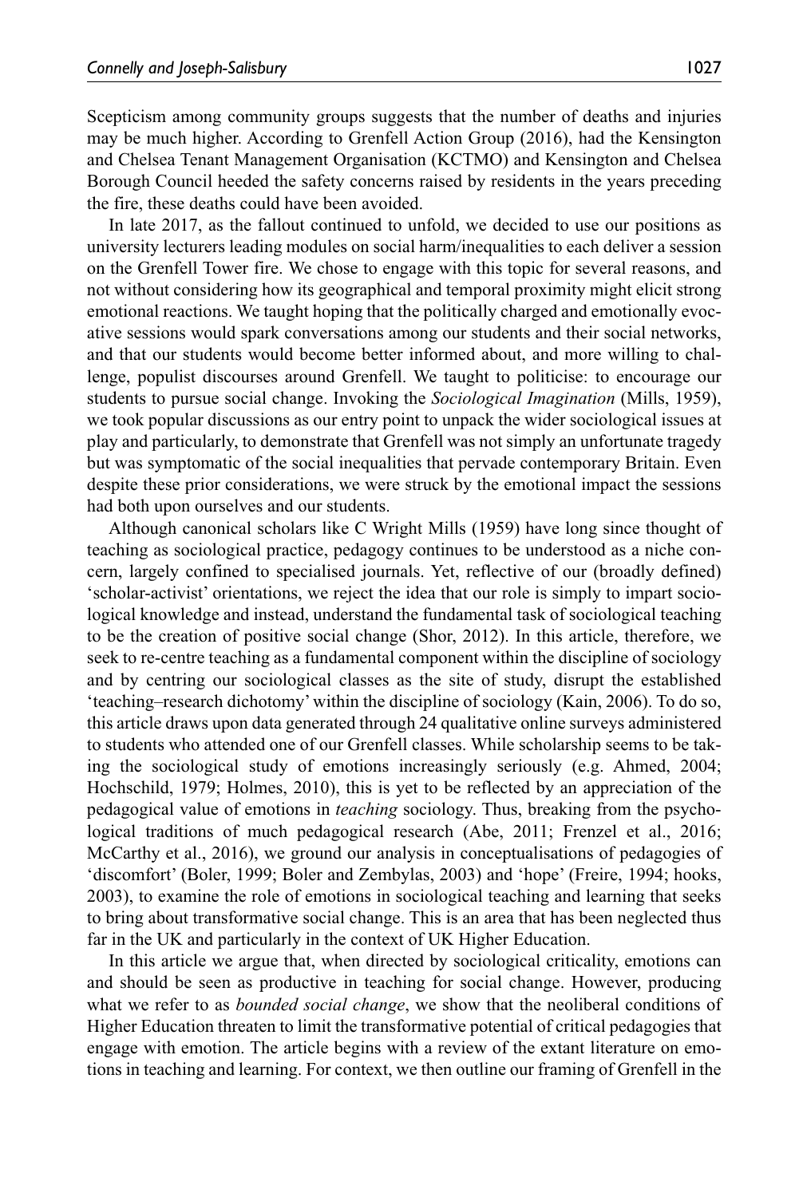Scepticism among community groups suggests that the number of deaths and injuries may be much higher. According to Grenfell Action Group (2016), had the Kensington and Chelsea Tenant Management Organisation (KCTMO) and Kensington and Chelsea Borough Council heeded the safety concerns raised by residents in the years preceding the fire, these deaths could have been avoided.

In late 2017, as the fallout continued to unfold, we decided to use our positions as university lecturers leading modules on social harm/inequalities to each deliver a session on the Grenfell Tower fire. We chose to engage with this topic for several reasons, and not without considering how its geographical and temporal proximity might elicit strong emotional reactions. We taught hoping that the politically charged and emotionally evocative sessions would spark conversations among our students and their social networks, and that our students would become better informed about, and more willing to challenge, populist discourses around Grenfell. We taught to politicise: to encourage our students to pursue social change. Invoking the *Sociological Imagination* (Mills, 1959), we took popular discussions as our entry point to unpack the wider sociological issues at play and particularly, to demonstrate that Grenfell was not simply an unfortunate tragedy but was symptomatic of the social inequalities that pervade contemporary Britain. Even despite these prior considerations, we were struck by the emotional impact the sessions had both upon ourselves and our students.

Although canonical scholars like C Wright Mills (1959) have long since thought of teaching as sociological practice, pedagogy continues to be understood as a niche concern, largely confined to specialised journals. Yet, reflective of our (broadly defined) 'scholar-activist' orientations, we reject the idea that our role is simply to impart sociological knowledge and instead, understand the fundamental task of sociological teaching to be the creation of positive social change (Shor, 2012). In this article, therefore, we seek to re-centre teaching as a fundamental component within the discipline of sociology and by centring our sociological classes as the site of study, disrupt the established 'teaching–research dichotomy' within the discipline of sociology (Kain, 2006). To do so, this article draws upon data generated through 24 qualitative online surveys administered to students who attended one of our Grenfell classes. While scholarship seems to be taking the sociological study of emotions increasingly seriously (e.g. Ahmed, 2004; Hochschild, 1979; Holmes, 2010), this is yet to be reflected by an appreciation of the pedagogical value of emotions in *teaching* sociology. Thus, breaking from the psychological traditions of much pedagogical research (Abe, 2011; Frenzel et al., 2016; McCarthy et al., 2016), we ground our analysis in conceptualisations of pedagogies of 'discomfort' (Boler, 1999; Boler and Zembylas, 2003) and 'hope' (Freire, 1994; hooks, 2003), to examine the role of emotions in sociological teaching and learning that seeks to bring about transformative social change. This is an area that has been neglected thus far in the UK and particularly in the context of UK Higher Education.

In this article we argue that, when directed by sociological criticality, emotions can and should be seen as productive in teaching for social change. However, producing what we refer to as *bounded social change*, we show that the neoliberal conditions of Higher Education threaten to limit the transformative potential of critical pedagogies that engage with emotion. The article begins with a review of the extant literature on emotions in teaching and learning. For context, we then outline our framing of Grenfell in the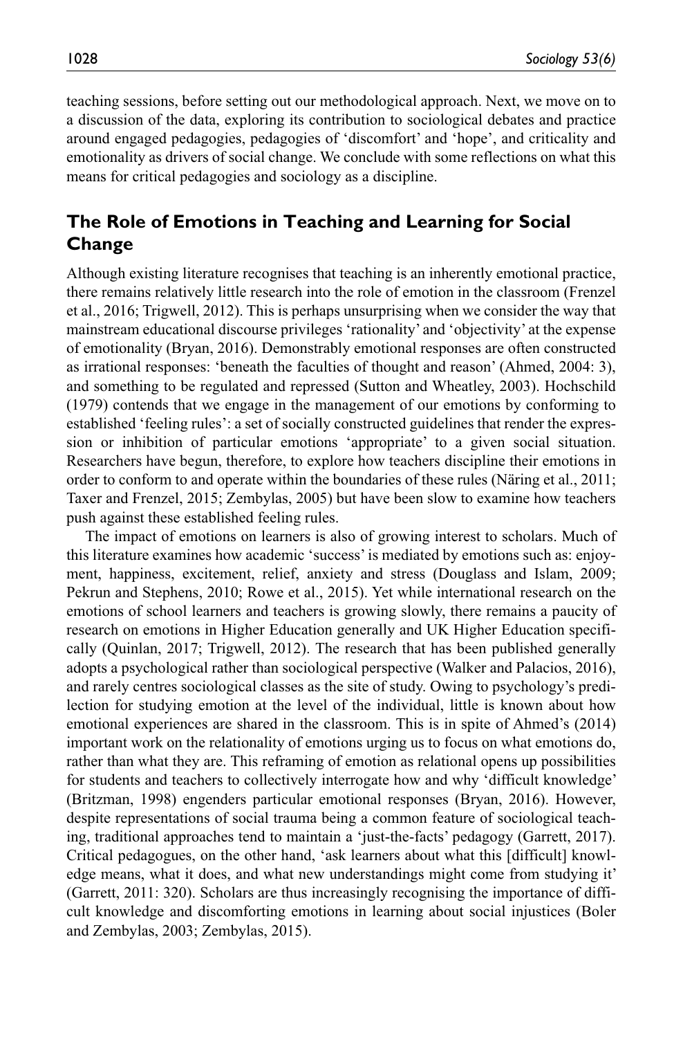teaching sessions, before setting out our methodological approach. Next, we move on to a discussion of the data, exploring its contribution to sociological debates and practice around engaged pedagogies, pedagogies of 'discomfort' and 'hope', and criticality and emotionality as drivers of social change. We conclude with some reflections on what this means for critical pedagogies and sociology as a discipline.

## The Role of Emotions in Teaching and Learning for Social Change

Although existing literature recognises that teaching is an inherently emotional practice, there remains relatively little research into the role of emotion in the classroom (Frenzel et al., 2016; Trigwell, 2012). This is perhaps unsurprising when we consider the way that mainstream educational discourse privileges 'rationality' and 'objectivity' at the expense of emotionality (Bryan, 2016). Demonstrably emotional responses are often constructed as irrational responses: 'beneath the faculties of thought and reason' (Ahmed, 2004: 3), and something to be regulated and repressed (Sutton and Wheatley, 2003). Hochschild (1979) contends that we engage in the management of our emotions by conforming to established 'feeling rules': a set of socially constructed guidelines that render the expression or inhibition of particular emotions 'appropriate' to a given social situation. Researchers have begun, therefore, to explore how teachers discipline their emotions in order to conform to and operate within the boundaries of these rules (Näring et al., 2011; Taxer and Frenzel, 2015; Zembylas, 2005) but have been slow to examine how teachers push against these established feeling rules.

The impact of emotions on learners is also of growing interest to scholars. Much of this literature examines how academic 'success' is mediated by emotions such as: enjoyment, happiness, excitement, relief, anxiety and stress (Douglass and Islam, 2009; Pekrun and Stephens, 2010; Rowe et al., 2015). Yet while international research on the emotions of school learners and teachers is growing slowly, there remains a paucity of research on emotions in Higher Education generally and UK Higher Education specifically (Quinlan, 2017; Trigwell, 2012). The research that has been published generally adopts a psychological rather than sociological perspective (Walker and Palacios, 2016), and rarely centres sociological classes as the site of study. Owing to psychology's predilection for studying emotion at the level of the individual, little is known about how emotional experiences are shared in the classroom. This is in spite of Ahmed's (2014) important work on the relationality of emotions urging us to focus on what emotions do, rather than what they are. This reframing of emotion as relational opens up possibilities for students and teachers to collectively interrogate how and why 'difficult knowledge' (Britzman, 1998) engenders particular emotional responses (Bryan, 2016). However, despite representations of social trauma being a common feature of sociological teaching, traditional approaches tend to maintain a 'just-the-facts' pedagogy (Garrett, 2017). Critical pedagogues, on the other hand, 'ask learners about what this [difficult] knowledge means, what it does, and what new understandings might come from studying it' (Garrett, 2011: 320). Scholars are thus increasingly recognising the importance of difficult knowledge and discomforting emotions in learning about social injustices (Boler and Zembylas, 2003; Zembylas, 2015).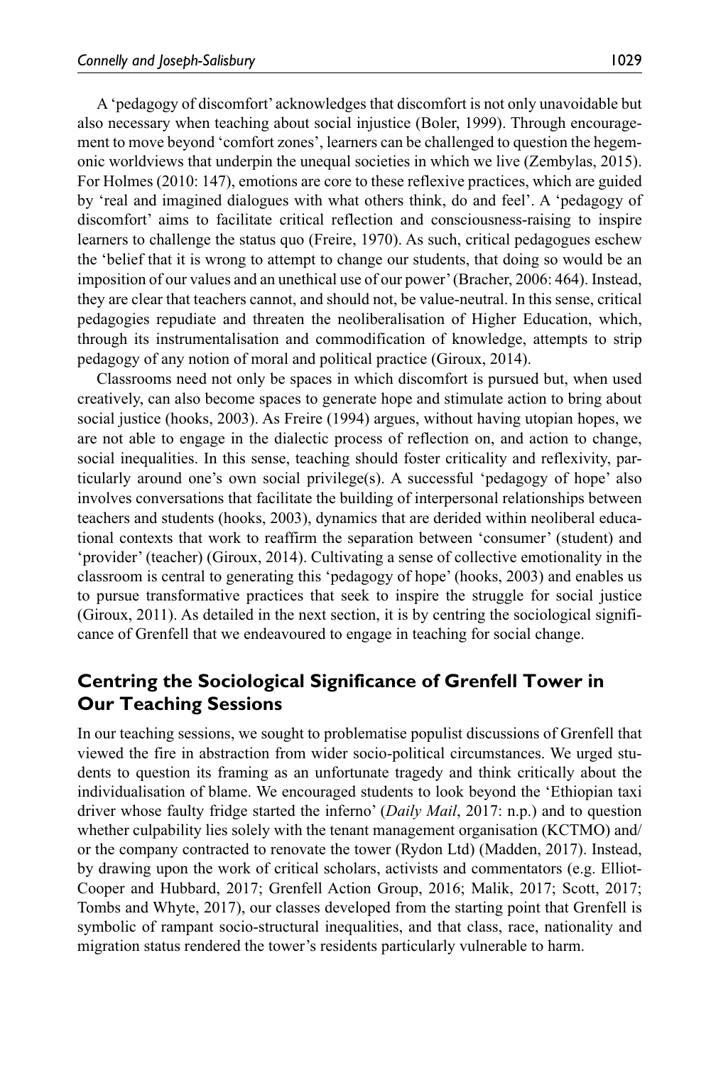A 'pedagogy of discomfort' acknowledges that discomfort is not only unavoidable but also necessary when teaching about social injustice (Boler, 1999). Through encouragement to move beyond 'comfort zones', learners can be challenged to question the hegemonic worldviews that underpin the unequal societies in which we live (Zembylas, 2015). For Holmes (2010: 147), emotions are core to these reflexive practices, which are guided by 'real and imagined dialogues with what others think, do and feel'. A 'pedagogy of discomfort' aims to facilitate critical reflection and consciousness-raising to inspire learners to challenge the status quo (Freire, 1970). As such, critical pedagogues eschew the 'belief that it is wrong to attempt to change our students, that doing so would be an imposition of our values and an unethical use of our power' (Bracher, 2006: 464). Instead, they are clear that teachers cannot, and should not, be value-neutral. In this sense, critical pedagogies repudiate and threaten the neoliberalisation of Higher Education, which, through its instrumentalisation and commodification of knowledge, attempts to strip pedagogy of any notion of moral and political practice (Giroux, 2014).

Classrooms need not only be spaces in which discomfort is pursued but, when used creatively, can also become spaces to generate hope and stimulate action to bring about social justice (hooks, 2003). As Freire (1994) argues, without having utopian hopes, we are not able to engage in the dialectic process of reflection on, and action to change, social inequalities. In this sense, teaching should foster criticality and reflexivity, particularly around one's own social privilege(s). A successful 'pedagogy of hope' also involves conversations that facilitate the building of interpersonal relationships between teachers and students (hooks, 2003), dynamics that are derided within neoliberal educational contexts that work to reaffirm the separation between 'consumer' (student) and 'provider' (teacher) (Giroux, 2014). Cultivating a sense of collective emotionality in the classroom is central to generating this 'pedagogy of hope' (hooks, 2003) and enables us to pursue transformative practices that seek to inspire the struggle for social justice (Giroux, 2011). As detailed in the next section, it is by centring the sociological significance of Grenfell that we endeavoured to engage in teaching for social change.

## Centring the Sociological Significance of Grenfell Tower in Our Teaching Sessions

In our teaching sessions, we sought to problematise populist discussions of Grenfell that viewed the fire in abstraction from wider socio-political circumstances. We urged students to question its framing as an unfortunate tragedy and think critically about the individualisation of blame. We encouraged students to look beyond the 'Ethiopian taxi driver whose faulty fridge started the inferno' (*Daily Mail*, 2017: n.p.) and to question whether culpability lies solely with the tenant management organisation (KCTMO) and/or the company contracted to renovate the tower (Rydon Ltd) (Madden, 2017). Instead, by drawing upon the work of critical scholars, activists and commentators (e.g. Elliot-Cooper and Hubbard, 2017; Grenfell Action Group, 2016; Malik, 2017; Scott, 2017; Tombs and Whyte, 2017), our classes developed from the starting point that Grenfell is symbolic of rampant socio-structural inequalities, and that class, race, nationality and migration status rendered the tower's residents particularly vulnerable to harm.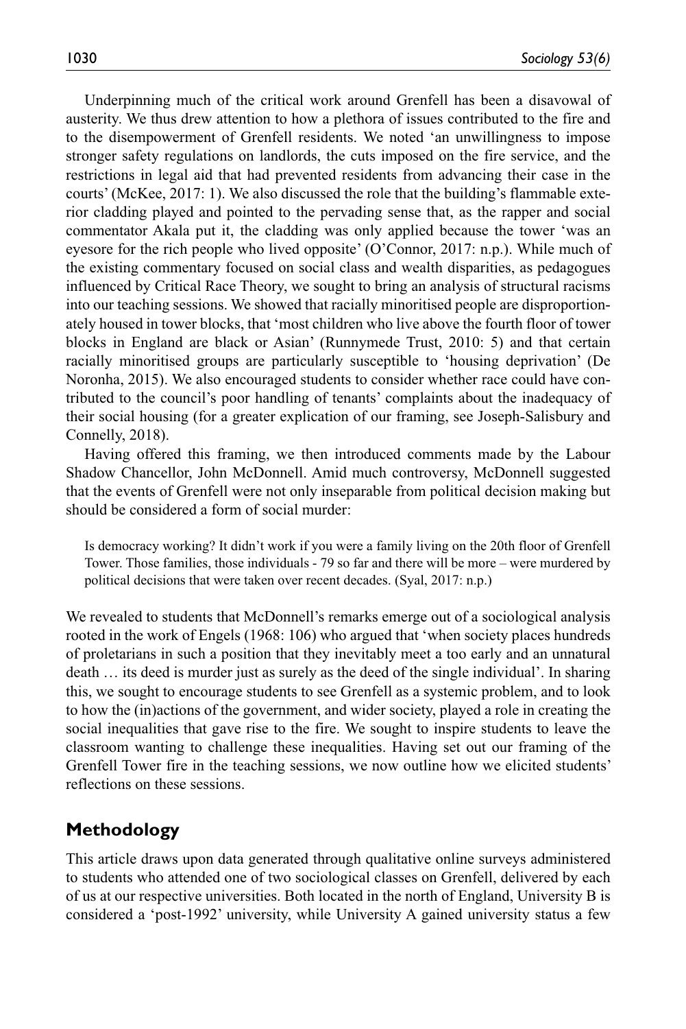Underpinning much of the critical work around Grenfell has been a disavowal of austerity. We thus drew attention to how a plethora of issues contributed to the fire and to the disempowerment of Grenfell residents. We noted 'an unwillingness to impose stronger safety regulations on landlords, the cuts imposed on the fire service, and the restrictions in legal aid that had prevented residents from advancing their case in the courts' (McKee, 2017: 1). We also discussed the role that the building's flammable exterior cladding played and pointed to the pervading sense that, as the rapper and social commentator Akala put it, the cladding was only applied because the tower 'was an eyesore for the rich people who lived opposite' (O'Connor, 2017: n.p.). While much of the existing commentary focused on social class and wealth disparities, as pedagogues influenced by Critical Race Theory, we sought to bring an analysis of structural racisms into our teaching sessions. We showed that racially minoritised people are disproportionately housed in tower blocks, that 'most children who live above the fourth floor of tower blocks in England are black or Asian' (Runnymede Trust, 2010: 5) and that certain racially minoritised groups are particularly susceptible to 'housing deprivation' (De Noronha, 2015). We also encouraged students to consider whether race could have contributed to the council's poor handling of tenants' complaints about the inadequacy of their social housing (for a greater explication of our framing, see Joseph-Salisbury and Connelly, 2018).

Having offered this framing, we then introduced comments made by the Labour Shadow Chancellor, John McDonnell. Amid much controversy, McDonnell suggested that the events of Grenfell were not only inseparable from political decision making but should be considered a form of social murder:

> Is democracy working? It didn't work if you were a family living on the 20th floor of Grenfell Tower. Those families, those individuals - 79 so far and there will be more – were murdered by political decisions that were taken over recent decades. (Syal, 2017: n.p.)

We revealed to students that McDonnell's remarks emerge out of a sociological analysis rooted in the work of Engels (1968: 106) who argued that 'when society places hundreds of proletarians in such a position that they inevitably meet a too early and an unnatural death … its deed is murder just as surely as the deed of the single individual'. In sharing this, we sought to encourage students to see Grenfell as a systemic problem, and to look to how the (in)actions of the government, and wider society, played a role in creating the social inequalities that gave rise to the fire. We sought to inspire students to leave the classroom wanting to challenge these inequalities. Having set out our framing of the Grenfell Tower fire in the teaching sessions, we now outline how we elicited students' reflections on these sessions.

## Methodology

This article draws upon data generated through qualitative online surveys administered to students who attended one of two sociological classes on Grenfell, delivered by each of us at our respective universities. Both located in the north of England, University B is considered a 'post-1992' university, while University A gained university status a few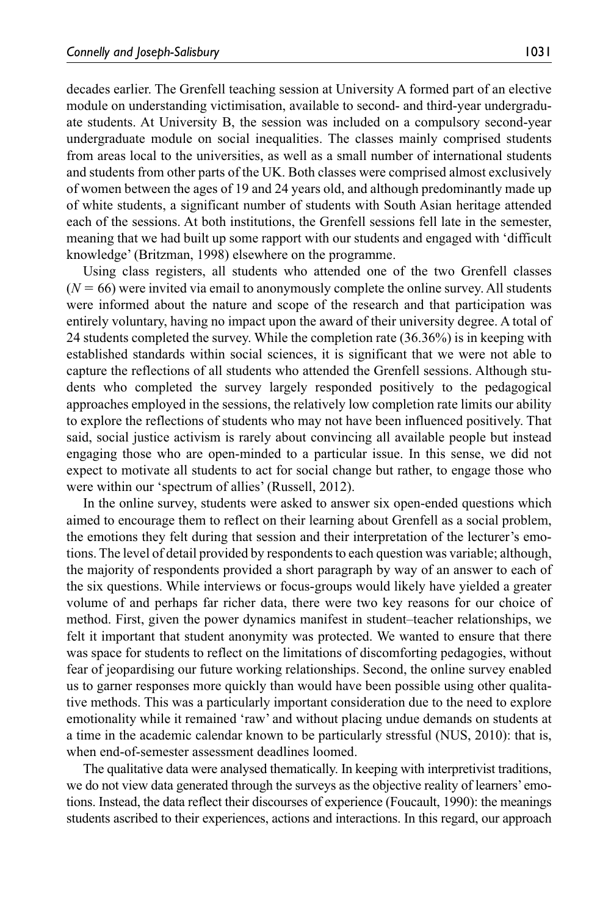decades earlier. The Grenfell teaching session at University A formed part of an elective module on understanding victimisation, available to second- and third-year undergraduate students. At University B, the session was included on a compulsory second-year undergraduate module on social inequalities. The classes mainly comprised students from areas local to the universities, as well as a small number of international students and students from other parts of the UK. Both classes were comprised almost exclusively of women between the ages of 19 and 24 years old, and although predominantly made up of white students, a significant number of students with South Asian heritage attended each of the sessions. At both institutions, the Grenfell sessions fell late in the semester, meaning that we had built up some rapport with our students and engaged with 'difficult knowledge' (Britzman, 1998) elsewhere on the programme.

Using class registers, all students who attended one of the two Grenfell classes ($N = 66$) were invited via email to anonymously complete the online survey. All students were informed about the nature and scope of the research and that participation was entirely voluntary, having no impact upon the award of their university degree. A total of 24 students completed the survey. While the completion rate (36.36%) is in keeping with established standards within social sciences, it is significant that we were not able to capture the reflections of all students who attended the Grenfell sessions. Although students who completed the survey largely responded positively to the pedagogical approaches employed in the sessions, the relatively low completion rate limits our ability to explore the reflections of students who may not have been influenced positively. That said, social justice activism is rarely about convincing all available people but instead engaging those who are open-minded to a particular issue. In this sense, we did not expect to motivate all students to act for social change but rather, to engage those who were within our 'spectrum of allies' (Russell, 2012).

In the online survey, students were asked to answer six open-ended questions which aimed to encourage them to reflect on their learning about Grenfell as a social problem, the emotions they felt during that session and their interpretation of the lecturer's emotions. The level of detail provided by respondents to each question was variable; although, the majority of respondents provided a short paragraph by way of an answer to each of the six questions. While interviews or focus-groups would likely have yielded a greater volume of and perhaps far richer data, there were two key reasons for our choice of method. First, given the power dynamics manifest in student–teacher relationships, we felt it important that student anonymity was protected. We wanted to ensure that there was space for students to reflect on the limitations of discomforting pedagogies, without fear of jeopardising our future working relationships. Second, the online survey enabled us to garner responses more quickly than would have been possible using other qualitative methods. This was a particularly important consideration due to the need to explore emotionality while it remained 'raw' and without placing undue demands on students at a time in the academic calendar known to be particularly stressful (NUS, 2010): that is, when end-of-semester assessment deadlines loomed.

The qualitative data were analysed thematically. In keeping with interpretivist traditions, we do not view data generated through the surveys as the objective reality of learners' emotions. Instead, the data reflect their discourses of experience (Foucault, 1990): the meanings students ascribed to their experiences, actions and interactions. In this regard, our approach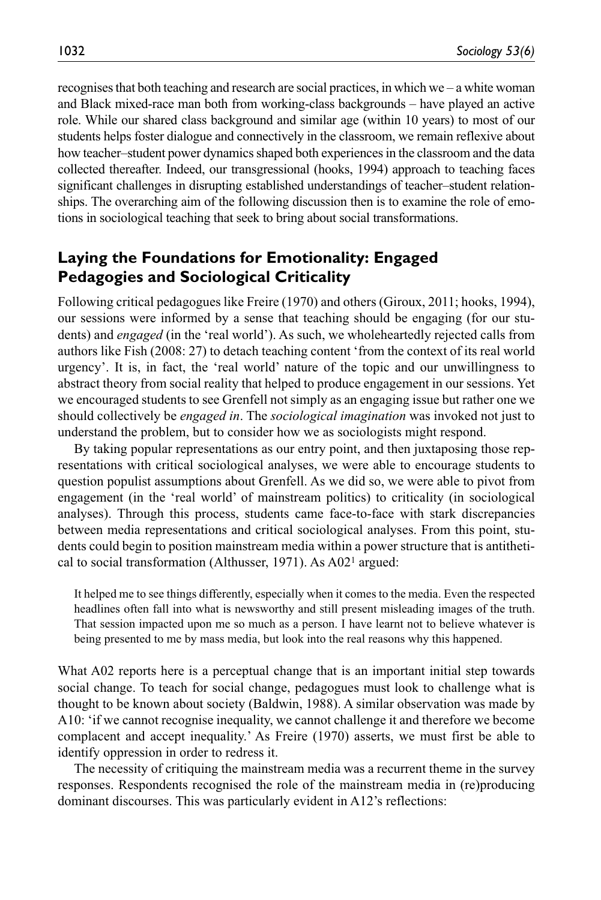recognises that both teaching and research are social practices, in which we – a white woman and Black mixed-race man both from working-class backgrounds – have played an active role. While our shared class background and similar age (within 10 years) to most of our students helps foster dialogue and connectively in the classroom, we remain reflexive about how teacher–student power dynamics shaped both experiences in the classroom and the data collected thereafter. Indeed, our transgressional (hooks, 1994) approach to teaching faces significant challenges in disrupting established understandings of teacher–student relationships. The overarching aim of the following discussion then is to examine the role of emotions in sociological teaching that seek to bring about social transformations.

## Laying the Foundations for Emotionality: Engaged Pedagogies and Sociological Criticality

Following critical pedagogues like Freire (1970) and others (Giroux, 2011; hooks, 1994), our sessions were informed by a sense that teaching should be engaging (for our students) and *engaged* (in the 'real world'). As such, we wholeheartedly rejected calls from authors like Fish (2008: 27) to detach teaching content 'from the context of its real world urgency'. It is, in fact, the 'real world' nature of the topic and our unwillingness to abstract theory from social reality that helped to produce engagement in our sessions. Yet we encouraged students to see Grenfell not simply as an engaging issue but rather one we should collectively be *engaged in*. The *sociological imagination* was invoked not just to understand the problem, but to consider how we as sociologists might respond.

By taking popular representations as our entry point, and then juxtaposing those representations with critical sociological analyses, we were able to encourage students to question populist assumptions about Grenfell. As we did so, we were able to pivot from engagement (in the 'real world' of mainstream politics) to criticality (in sociological analyses). Through this process, students came face-to-face with stark discrepancies between media representations and critical sociological analyses. From this point, students could begin to position mainstream media within a power structure that is antithetical to social transformation (Althusser, 1971). As A02[1] argued:

> It helped me to see things differently, especially when it comes to the media. Even the respected headlines often fall into what is newsworthy and still present misleading images of the truth. That session impacted upon me so much as a person. I have learnt not to believe whatever is being presented to me by mass media, but look into the real reasons why this happened.

What A02 reports here is a perceptual change that is an important initial step towards social change. To teach for social change, pedagogues must look to challenge what is thought to be known about society (Baldwin, 1988). A similar observation was made by A10: 'if we cannot recognise inequality, we cannot challenge it and therefore we become complacent and accept inequality.' As Freire (1970) asserts, we must first be able to identify oppression in order to redress it.

The necessity of critiquing the mainstream media was a recurrent theme in the survey responses. Respondents recognised the role of the mainstream media in (re)producing dominant discourses. This was particularly evident in A12's reflections: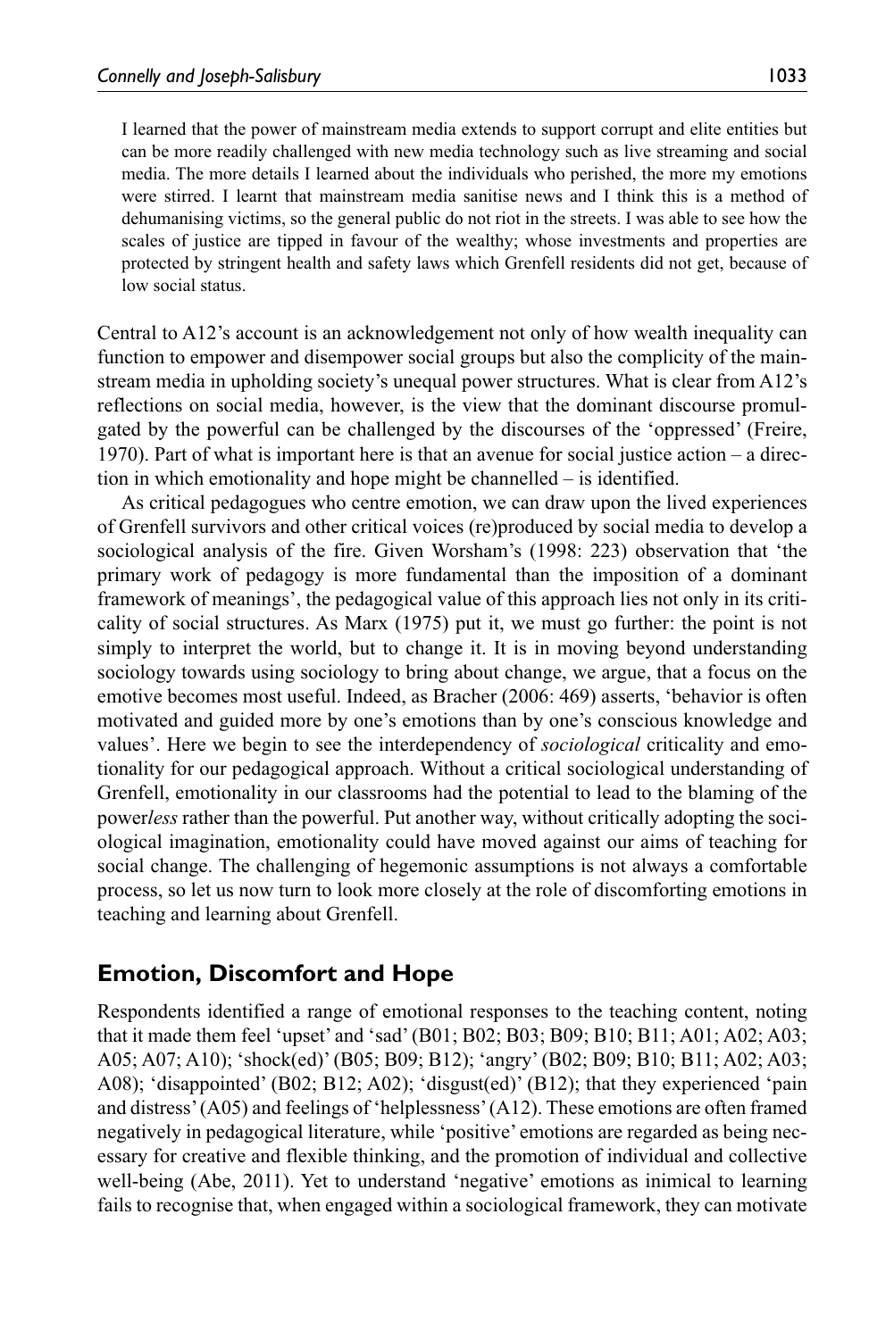> I learned that the power of mainstream media extends to support corrupt and elite entities but can be more readily challenged with new media technology such as live streaming and social media. The more details I learned about the individuals who perished, the more my emotions were stirred. I learnt that mainstream media sanitise news and I think this is a method of dehumanising victims, so the general public do not riot in the streets. I was able to see how the scales of justice are tipped in favour of the wealthy; whose investments and properties are protected by stringent health and safety laws which Grenfell residents did not get, because of low social status.

Central to A12's account is an acknowledgement not only of how wealth inequality can function to empower and disempower social groups but also the complicity of the mainstream media in upholding society's unequal power structures. What is clear from A12's reflections on social media, however, is the view that the dominant discourse promulgated by the powerful can be challenged by the discourses of the 'oppressed' (Freire, 1970). Part of what is important here is that an avenue for social justice action – a direction in which emotionality and hope might be channelled – is identified.

As critical pedagogues who centre emotion, we can draw upon the lived experiences of Grenfell survivors and other critical voices (re)produced by social media to develop a sociological analysis of the fire. Given Worsham's (1998: 223) observation that 'the primary work of pedagogy is more fundamental than the imposition of a dominant framework of meanings', the pedagogical value of this approach lies not only in its criticality of social structures. As Marx (1975) put it, we must go further: the point is not simply to interpret the world, but to change it. It is in moving beyond understanding sociology towards using sociology to bring about change, we argue, that a focus on the emotive becomes most useful. Indeed, as Bracher (2006: 469) asserts, 'behavior is often motivated and guided more by one's emotions than by one's conscious knowledge and values'. Here we begin to see the interdependency of *sociological* criticality and emotionality for our pedagogical approach. Without a critical sociological understanding of Grenfell, emotionality in our classrooms had the potential to lead to the blaming of the power*less* rather than the powerful. Put another way, without critically adopting the sociological imagination, emotionality could have moved against our aims of teaching for social change. The challenging of hegemonic assumptions is not always a comfortable process, so let us now turn to look more closely at the role of discomforting emotions in teaching and learning about Grenfell.

## Emotion, Discomfort and Hope

Respondents identified a range of emotional responses to the teaching content, noting that it made them feel 'upset' and 'sad' (B01; B02; B03; B09; B10; B11; A01; A02; A03; A05; A07; A10); 'shock(ed)' (B05; B09; B12); 'angry' (B02; B09; B10; B11; A02; A03; A08); 'disappointed' (B02; B12; A02); 'disgust(ed)' (B12); that they experienced 'pain and distress' (A05) and feelings of 'helplessness' (A12). These emotions are often framed negatively in pedagogical literature, while 'positive' emotions are regarded as being necessary for creative and flexible thinking, and the promotion of individual and collective well-being (Abe, 2011). Yet to understand 'negative' emotions as inimical to learning fails to recognise that, when engaged within a sociological framework, they can motivate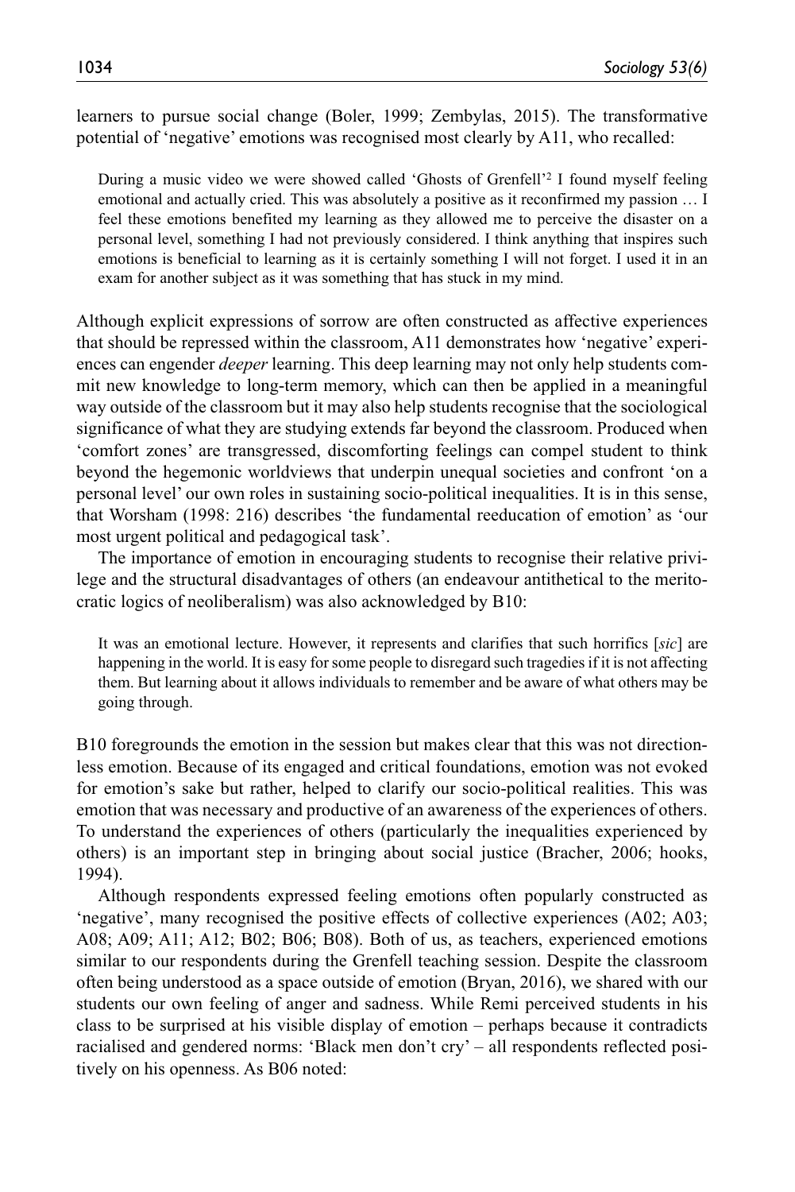learners to pursue social change (Boler, 1999; Zembylas, 2015). The transformative potential of 'negative' emotions was recognised most clearly by A11, who recalled:

> During a music video we were showed called 'Ghosts of Grenfell'[2] I found myself feeling emotional and actually cried. This was absolutely a positive as it reconfirmed my passion … I feel these emotions benefited my learning as they allowed me to perceive the disaster on a personal level, something I had not previously considered. I think anything that inspires such emotions is beneficial to learning as it is certainly something I will not forget. I used it in an exam for another subject as it was something that has stuck in my mind.

Although explicit expressions of sorrow are often constructed as affective experiences that should be repressed within the classroom, A11 demonstrates how 'negative' experiences can engender *deeper* learning. This deep learning may not only help students commit new knowledge to long-term memory, which can then be applied in a meaningful way outside of the classroom but it may also help students recognise that the sociological significance of what they are studying extends far beyond the classroom. Produced when 'comfort zones' are transgressed, discomforting feelings can compel student to think beyond the hegemonic worldviews that underpin unequal societies and confront 'on a personal level' our own roles in sustaining socio-political inequalities. It is in this sense, that Worsham (1998: 216) describes 'the fundamental reeducation of emotion' as 'our most urgent political and pedagogical task'.

The importance of emotion in encouraging students to recognise their relative privilege and the structural disadvantages of others (an endeavour antithetical to the meritocratic logics of neoliberalism) was also acknowledged by B10:

> It was an emotional lecture. However, it represents and clarifies that such horrifics [*sic*] are happening in the world. It is easy for some people to disregard such tragedies if it is not affecting them. But learning about it allows individuals to remember and be aware of what others may be going through.

B10 foregrounds the emotion in the session but makes clear that this was not directionless emotion. Because of its engaged and critical foundations, emotion was not evoked for emotion's sake but rather, helped to clarify our socio-political realities. This was emotion that was necessary and productive of an awareness of the experiences of others. To understand the experiences of others (particularly the inequalities experienced by others) is an important step in bringing about social justice (Bracher, 2006; hooks, 1994).

Although respondents expressed feeling emotions often popularly constructed as 'negative', many recognised the positive effects of collective experiences (A02; A03; A08; A09; A11; A12; B02; B06; B08). Both of us, as teachers, experienced emotions similar to our respondents during the Grenfell teaching session. Despite the classroom often being understood as a space outside of emotion (Bryan, 2016), we shared with our students our own feeling of anger and sadness. While Remi perceived students in his class to be surprised at his visible display of emotion – perhaps because it contradicts racialised and gendered norms: 'Black men don't cry' – all respondents reflected positively on his openness. As B06 noted: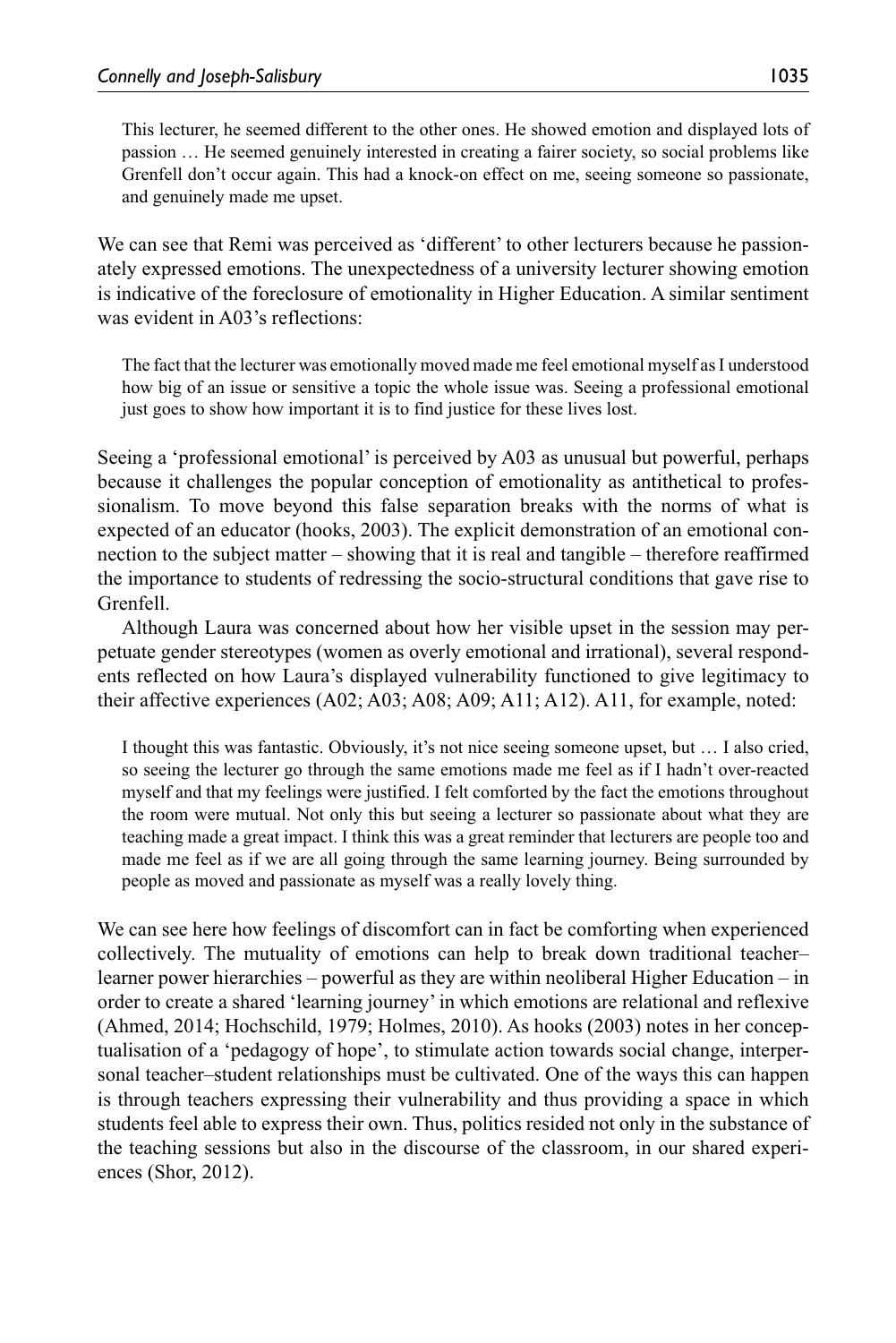> This lecturer, he seemed different to the other ones. He showed emotion and displayed lots of passion … He seemed genuinely interested in creating a fairer society, so social problems like Grenfell don't occur again. This had a knock-on effect on me, seeing someone so passionate, and genuinely made me upset.

We can see that Remi was perceived as 'different' to other lecturers because he passionately expressed emotions. The unexpectedness of a university lecturer showing emotion is indicative of the foreclosure of emotionality in Higher Education. A similar sentiment was evident in A03's reflections:

> The fact that the lecturer was emotionally moved made me feel emotional myself as I understood how big of an issue or sensitive a topic the whole issue was. Seeing a professional emotional just goes to show how important it is to find justice for these lives lost.

Seeing a 'professional emotional' is perceived by A03 as unusual but powerful, perhaps because it challenges the popular conception of emotionality as antithetical to professionalism. To move beyond this false separation breaks with the norms of what is expected of an educator (hooks, 2003). The explicit demonstration of an emotional connection to the subject matter – showing that it is real and tangible – therefore reaffirmed the importance to students of redressing the socio-structural conditions that gave rise to Grenfell.

Although Laura was concerned about how her visible upset in the session may perpetuate gender stereotypes (women as overly emotional and irrational), several respondents reflected on how Laura's displayed vulnerability functioned to give legitimacy to their affective experiences (A02; A03; A08; A09; A11; A12). A11, for example, noted:

> I thought this was fantastic. Obviously, it's not nice seeing someone upset, but … I also cried, so seeing the lecturer go through the same emotions made me feel as if I hadn't over-reacted myself and that my feelings were justified. I felt comforted by the fact the emotions throughout the room were mutual. Not only this but seeing a lecturer so passionate about what they are teaching made a great impact. I think this was a great reminder that lecturers are people too and made me feel as if we are all going through the same learning journey. Being surrounded by people as moved and passionate as myself was a really lovely thing.

We can see here how feelings of discomfort can in fact be comforting when experienced collectively. The mutuality of emotions can help to break down traditional teacher–learner power hierarchies – powerful as they are within neoliberal Higher Education – in order to create a shared 'learning journey' in which emotions are relational and reflexive (Ahmed, 2014; Hochschild, 1979; Holmes, 2010). As hooks (2003) notes in her conceptualisation of a 'pedagogy of hope', to stimulate action towards social change, interpersonal teacher–student relationships must be cultivated. One of the ways this can happen is through teachers expressing their vulnerability and thus providing a space in which students feel able to express their own. Thus, politics resided not only in the substance of the teaching sessions but also in the discourse of the classroom, in our shared experiences (Shor, 2012).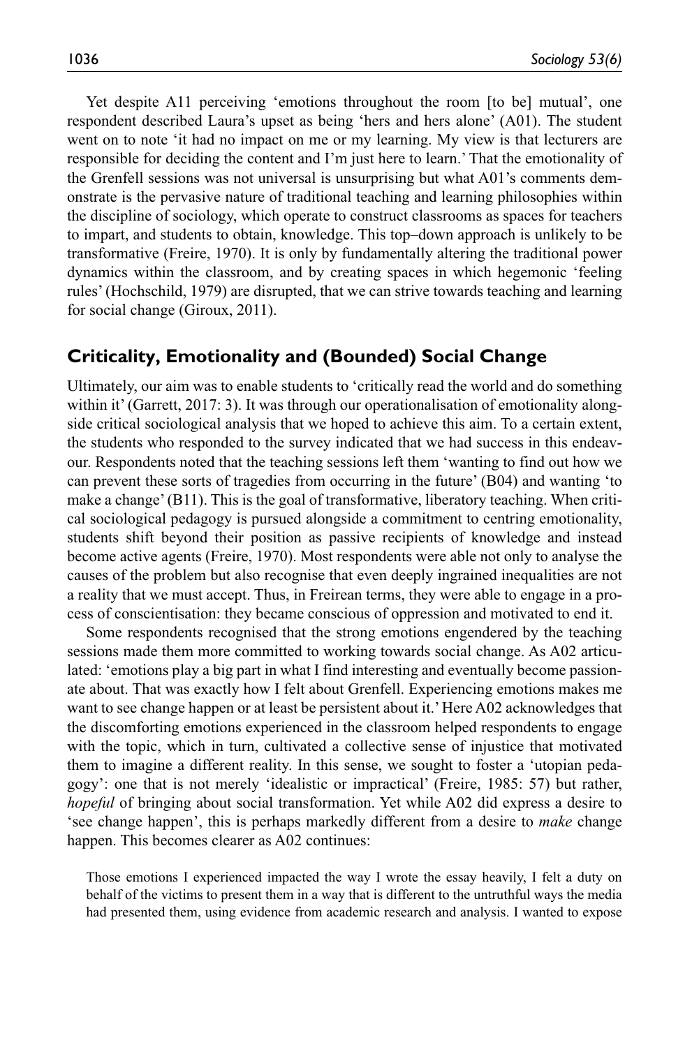Yet despite A11 perceiving 'emotions throughout the room [to be] mutual', one respondent described Laura's upset as being 'hers and hers alone' (A01). The student went on to note 'it had no impact on me or my learning. My view is that lecturers are responsible for deciding the content and I'm just here to learn.' That the emotionality of the Grenfell sessions was not universal is unsurprising but what A01's comments demonstrate is the pervasive nature of traditional teaching and learning philosophies within the discipline of sociology, which operate to construct classrooms as spaces for teachers to impart, and students to obtain, knowledge. This top–down approach is unlikely to be transformative (Freire, 1970). It is only by fundamentally altering the traditional power dynamics within the classroom, and by creating spaces in which hegemonic 'feeling rules' (Hochschild, 1979) are disrupted, that we can strive towards teaching and learning for social change (Giroux, 2011).

## Criticality, Emotionality and (Bounded) Social Change

Ultimately, our aim was to enable students to 'critically read the world and do something within it' (Garrett, 2017: 3). It was through our operationalisation of emotionality alongside critical sociological analysis that we hoped to achieve this aim. To a certain extent, the students who responded to the survey indicated that we had success in this endeavour. Respondents noted that the teaching sessions left them 'wanting to find out how we can prevent these sorts of tragedies from occurring in the future' (B04) and wanting 'to make a change' (B11). This is the goal of transformative, liberatory teaching. When critical sociological pedagogy is pursued alongside a commitment to centring emotionality, students shift beyond their position as passive recipients of knowledge and instead become active agents (Freire, 1970). Most respondents were able not only to analyse the causes of the problem but also recognise that even deeply ingrained inequalities are not a reality that we must accept. Thus, in Freirean terms, they were able to engage in a process of conscientisation: they became conscious of oppression and motivated to end it.

Some respondents recognised that the strong emotions engendered by the teaching sessions made them more committed to working towards social change. As A02 articulated: 'emotions play a big part in what I find interesting and eventually become passionate about. That was exactly how I felt about Grenfell. Experiencing emotions makes me want to see change happen or at least be persistent about it.' Here A02 acknowledges that the discomforting emotions experienced in the classroom helped respondents to engage with the topic, which in turn, cultivated a collective sense of injustice that motivated them to imagine a different reality. In this sense, we sought to foster a 'utopian pedagogy': one that is not merely 'idealistic or impractical' (Freire, 1985: 57) but rather, *hopeful* of bringing about social transformation. Yet while A02 did express a desire to 'see change happen', this is perhaps markedly different from a desire to *make* change happen. This becomes clearer as A02 continues:

> Those emotions I experienced impacted the way I wrote the essay heavily, I felt a duty on behalf of the victims to present them in a way that is different to the untruthful ways the media had presented them, using evidence from academic research and analysis. I wanted to expose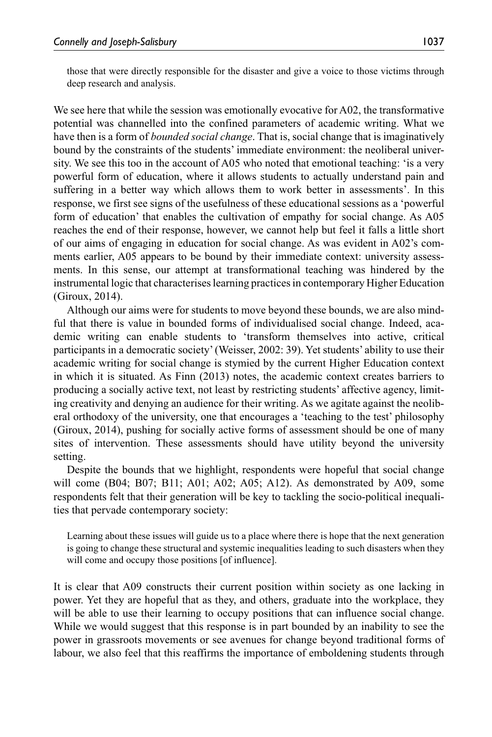> those that were directly responsible for the disaster and give a voice to those victims through deep research and analysis.

We see here that while the session was emotionally evocative for A02, the transformative potential was channelled into the confined parameters of academic writing. What we have then is a form of *bounded social change*. That is, social change that is imaginatively bound by the constraints of the students' immediate environment: the neoliberal university. We see this too in the account of A05 who noted that emotional teaching: 'is a very powerful form of education, where it allows students to actually understand pain and suffering in a better way which allows them to work better in assessments'. In this response, we first see signs of the usefulness of these educational sessions as a 'powerful form of education' that enables the cultivation of empathy for social change. As A05 reaches the end of their response, however, we cannot help but feel it falls a little short of our aims of engaging in education for social change. As was evident in A02's comments earlier, A05 appears to be bound by their immediate context: university assessments. In this sense, our attempt at transformational teaching was hindered by the instrumental logic that characterises learning practices in contemporary Higher Education (Giroux, 2014).

Although our aims were for students to move beyond these bounds, we are also mindful that there is value in bounded forms of individualised social change. Indeed, academic writing can enable students to 'transform themselves into active, critical participants in a democratic society' (Weisser, 2002: 39). Yet students' ability to use their academic writing for social change is stymied by the current Higher Education context in which it is situated. As Finn (2013) notes, the academic context creates barriers to producing a socially active text, not least by restricting students' affective agency, limiting creativity and denying an audience for their writing. As we agitate against the neoliberal orthodoxy of the university, one that encourages a 'teaching to the test' philosophy (Giroux, 2014), pushing for socially active forms of assessment should be one of many sites of intervention. These assessments should have utility beyond the university setting.

Despite the bounds that we highlight, respondents were hopeful that social change will come (B04; B07; B11; A01; A02; A05; A12). As demonstrated by A09, some respondents felt that their generation will be key to tackling the socio-political inequalities that pervade contemporary society:

> Learning about these issues will guide us to a place where there is hope that the next generation is going to change these structural and systemic inequalities leading to such disasters when they will come and occupy those positions [of influence].

It is clear that A09 constructs their current position within society as one lacking in power. Yet they are hopeful that as they, and others, graduate into the workplace, they will be able to use their learning to occupy positions that can influence social change. While we would suggest that this response is in part bounded by an inability to see the power in grassroots movements or see avenues for change beyond traditional forms of labour, we also feel that this reaffirms the importance of emboldening students through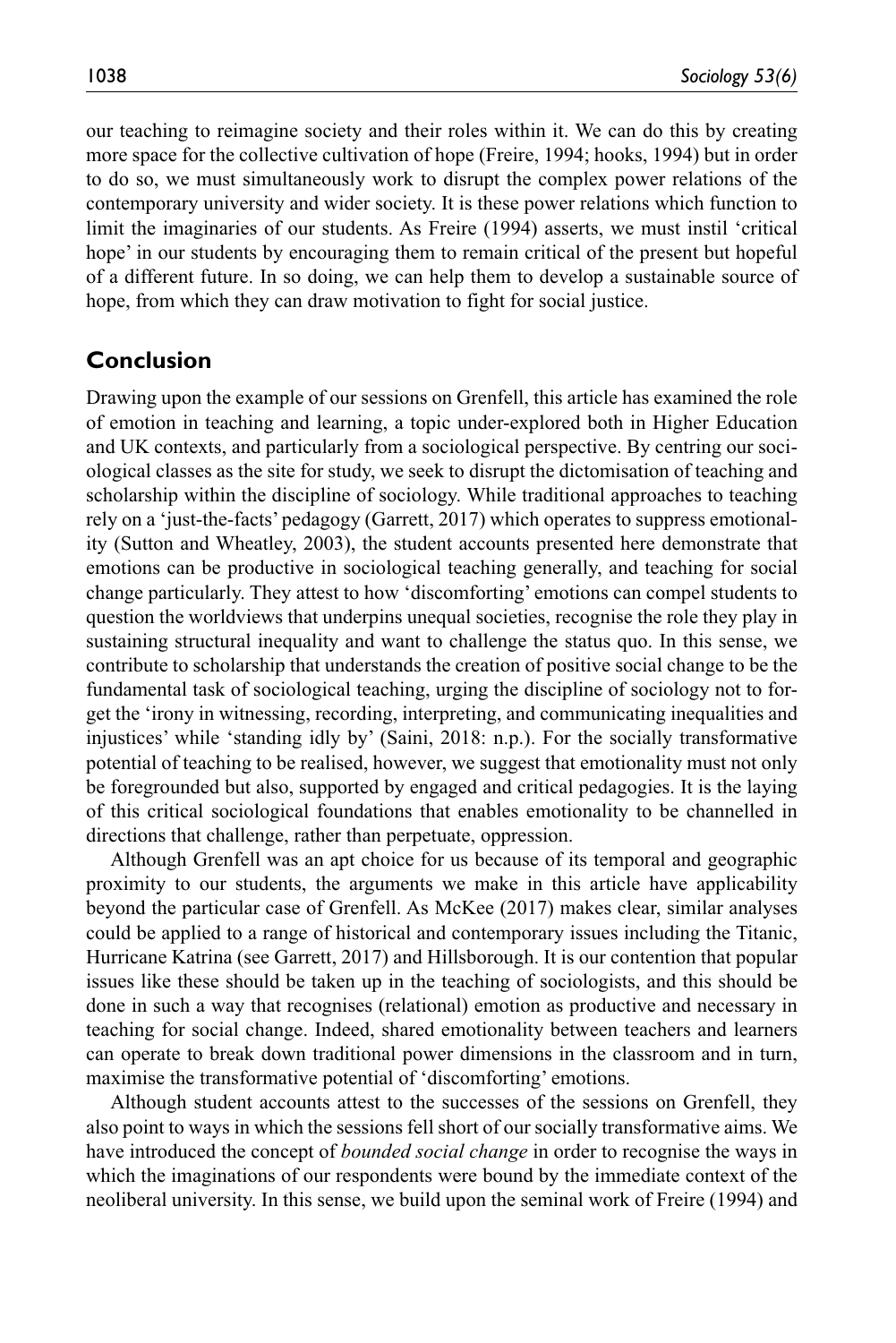our teaching to reimagine society and their roles within it. We can do this by creating more space for the collective cultivation of hope (Freire, 1994; hooks, 1994) but in order to do so, we must simultaneously work to disrupt the complex power relations of the contemporary university and wider society. It is these power relations which function to limit the imaginaries of our students. As Freire (1994) asserts, we must instil 'critical hope' in our students by encouraging them to remain critical of the present but hopeful of a different future. In so doing, we can help them to develop a sustainable source of hope, from which they can draw motivation to fight for social justice.

## Conclusion

Drawing upon the example of our sessions on Grenfell, this article has examined the role of emotion in teaching and learning, a topic under-explored both in Higher Education and UK contexts, and particularly from a sociological perspective. By centring our sociological classes as the site for study, we seek to disrupt the dictomisation of teaching and scholarship within the discipline of sociology. While traditional approaches to teaching rely on a 'just-the-facts' pedagogy (Garrett, 2017) which operates to suppress emotionality (Sutton and Wheatley, 2003), the student accounts presented here demonstrate that emotions can be productive in sociological teaching generally, and teaching for social change particularly. They attest to how 'discomforting' emotions can compel students to question the worldviews that underpins unequal societies, recognise the role they play in sustaining structural inequality and want to challenge the status quo. In this sense, we contribute to scholarship that understands the creation of positive social change to be the fundamental task of sociological teaching, urging the discipline of sociology not to forget the 'irony in witnessing, recording, interpreting, and communicating inequalities and injustices' while 'standing idly by' (Saini, 2018: n.p.). For the socially transformative potential of teaching to be realised, however, we suggest that emotionality must not only be foregrounded but also, supported by engaged and critical pedagogies. It is the laying of this critical sociological foundations that enables emotionality to be channelled in directions that challenge, rather than perpetuate, oppression.

Although Grenfell was an apt choice for us because of its temporal and geographic proximity to our students, the arguments we make in this article have applicability beyond the particular case of Grenfell. As McKee (2017) makes clear, similar analyses could be applied to a range of historical and contemporary issues including the Titanic, Hurricane Katrina (see Garrett, 2017) and Hillsborough. It is our contention that popular issues like these should be taken up in the teaching of sociologists, and this should be done in such a way that recognises (relational) emotion as productive and necessary in teaching for social change. Indeed, shared emotionality between teachers and learners can operate to break down traditional power dimensions in the classroom and in turn, maximise the transformative potential of 'discomforting' emotions.

Although student accounts attest to the successes of the sessions on Grenfell, they also point to ways in which the sessions fell short of our socially transformative aims. We have introduced the concept of *bounded social change* in order to recognise the ways in which the imaginations of our respondents were bound by the immediate context of the neoliberal university. In this sense, we build upon the seminal work of Freire (1994) and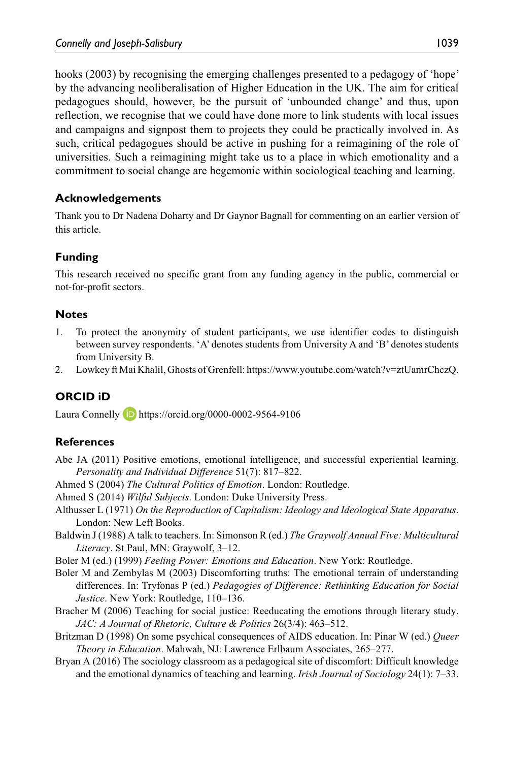hooks (2003) by recognising the emerging challenges presented to a pedagogy of 'hope' by the advancing neoliberalisation of Higher Education in the UK. The aim for critical pedagogues should, however, be the pursuit of 'unbounded change' and thus, upon reflection, we recognise that we could have done more to link students with local issues and campaigns and signpost them to projects they could be practically involved in. As such, critical pedagogues should be active in pushing for a reimagining of the role of universities. Such a reimagining might take us to a place in which emotionality and a commitment to social change are hegemonic within sociological teaching and learning.

## Acknowledgements

Thank you to Dr Nadena Doharty and Dr Gaynor Bagnall for commenting on an earlier version of this article.

## Funding

This research received no specific grant from any funding agency in the public, commercial or not-for-profit sectors.

## Notes

1. To protect the anonymity of student participants, we use identifier codes to distinguish between survey respondents. 'A' denotes students from University A and 'B' denotes students from University B.
2. Lowkey ft Mai Khalil, Ghosts of Grenfell: https://www.youtube.com/watch?v=ztUamrChczQ.

## ORCID iD

Laura Connelly https://orcid.org/0000-0002-9564-9106

## References

Abe JA (2011) Positive emotions, emotional intelligence, and successful experiential learning. *Personality and Individual Difference* 51(7): 817–822.

Ahmed S (2004) *The Cultural Politics of Emotion*. London: Routledge.

Ahmed S (2014) *Wilful Subjects*. London: Duke University Press.

Althusser L (1971) *On the Reproduction of Capitalism: Ideology and Ideological State Apparatus*. London: New Left Books.

Baldwin J (1988) A talk to teachers. In: Simonson R (ed.) *The Graywolf Annual Five: Multicultural Literacy*. St Paul, MN: Graywolf, 3–12.

Boler M (ed.) (1999) *Feeling Power: Emotions and Education*. New York: Routledge.

Boler M and Zembylas M (2003) Discomforting truths: The emotional terrain of understanding differences. In: Tryfonas P (ed.) *Pedagogies of Difference: Rethinking Education for Social Justice*. New York: Routledge, 110–136.

Bracher M (2006) Teaching for social justice: Reeducating the emotions through literary study. *JAC: A Journal of Rhetoric, Culture & Politics* 26(3/4): 463–512.

Britzman D (1998) On some psychical consequences of AIDS education. In: Pinar W (ed.) *Queer Theory in Education*. Mahwah, NJ: Lawrence Erlbaum Associates, 265–277.

Bryan A (2016) The sociology classroom as a pedagogical site of discomfort: Difficult knowledge and the emotional dynamics of teaching and learning. *Irish Journal of Sociology* 24(1): 7–33.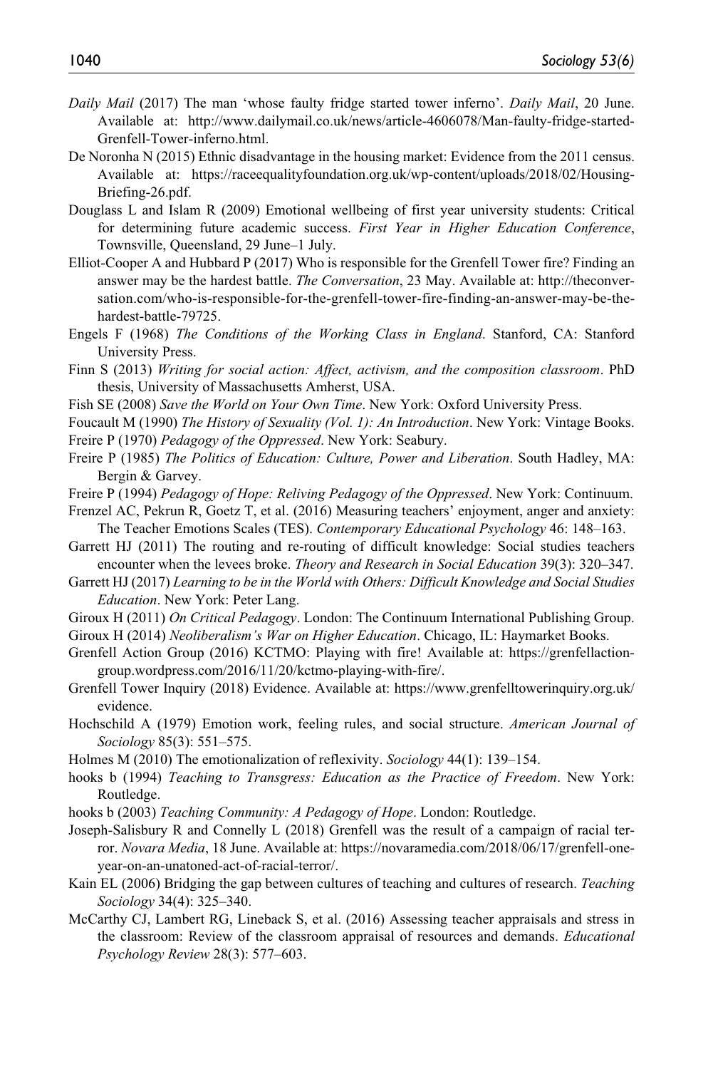*Daily Mail* (2017) The man 'whose faulty fridge started tower inferno'. *Daily Mail*, 20 June. Available at: http://www.dailymail.co.uk/news/article-4606078/Man-faulty-fridge-started-Grenfell-Tower-inferno.html.

De Noronha N (2015) Ethnic disadvantage in the housing market: Evidence from the 2011 census. Available at: https://raceequalityfoundation.org.uk/wp-content/uploads/2018/02/Housing-Briefing-26.pdf.

Douglass L and Islam R (2009) Emotional wellbeing of first year university students: Critical for determining future academic success. *First Year in Higher Education Conference*, Townsville, Queensland, 29 June–1 July.

Elliot-Cooper A and Hubbard P (2017) Who is responsible for the Grenfell Tower fire? Finding an answer may be the hardest battle. *The Conversation*, 23 May. Available at: http://theconversation.com/who-is-responsible-for-the-grenfell-tower-fire-finding-an-answer-may-be-the-hardest-battle-79725.

Engels F (1968) *The Conditions of the Working Class in England*. Stanford, CA: Stanford University Press.

Finn S (2013) *Writing for social action: Affect, activism, and the composition classroom*. PhD thesis, University of Massachusetts Amherst, USA.

Fish SE (2008) *Save the World on Your Own Time*. New York: Oxford University Press.

Foucault M (1990) *The History of Sexuality (Vol. 1): An Introduction*. New York: Vintage Books.

Freire P (1970) *Pedagogy of the Oppressed*. New York: Seabury.

Freire P (1985) *The Politics of Education: Culture, Power and Liberation*. South Hadley, MA: Bergin & Garvey.

Freire P (1994) *Pedagogy of Hope: Reliving Pedagogy of the Oppressed*. New York: Continuum.

Frenzel AC, Pekrun R, Goetz T, et al. (2016) Measuring teachers' enjoyment, anger and anxiety: The Teacher Emotions Scales (TES). *Contemporary Educational Psychology* 46: 148–163.

Garrett HJ (2011) The routing and re-routing of difficult knowledge: Social studies teachers encounter when the levees broke. *Theory and Research in Social Education* 39(3): 320–347.

Garrett HJ (2017) *Learning to be in the World with Others: Difficult Knowledge and Social Studies Education*. New York: Peter Lang.

Giroux H (2011) *On Critical Pedagogy*. London: The Continuum International Publishing Group.

Giroux H (2014) *Neoliberalism's War on Higher Education*. Chicago, IL: Haymarket Books.

Grenfell Action Group (2016) KCTMO: Playing with fire! Available at: https://grenfellactiongroup.wordpress.com/2016/11/20/kctmo-playing-with-fire/.

Grenfell Tower Inquiry (2018) Evidence. Available at: https://www.grenfelltowerinquiry.org.uk/evidence.

Hochschild A (1979) Emotion work, feeling rules, and social structure. *American Journal of Sociology* 85(3): 551–575.

Holmes M (2010) The emotionalization of reflexivity. *Sociology* 44(1): 139–154.

hooks b (1994) *Teaching to Transgress: Education as the Practice of Freedom*. New York: Routledge.

hooks b (2003) *Teaching Community: A Pedagogy of Hope*. London: Routledge.

Joseph-Salisbury R and Connelly L (2018) Grenfell was the result of a campaign of racial terror. *Novara Media*, 18 June. Available at: https://novaramedia.com/2018/06/17/grenfell-one-year-on-an-unatoned-act-of-racial-terror/.

Kain EL (2006) Bridging the gap between cultures of teaching and cultures of research. *Teaching Sociology* 34(4): 325–340.

McCarthy CJ, Lambert RG, Lineback S, et al. (2016) Assessing teacher appraisals and stress in the classroom: Review of the classroom appraisal of resources and demands. *Educational Psychology Review* 28(3): 577–603.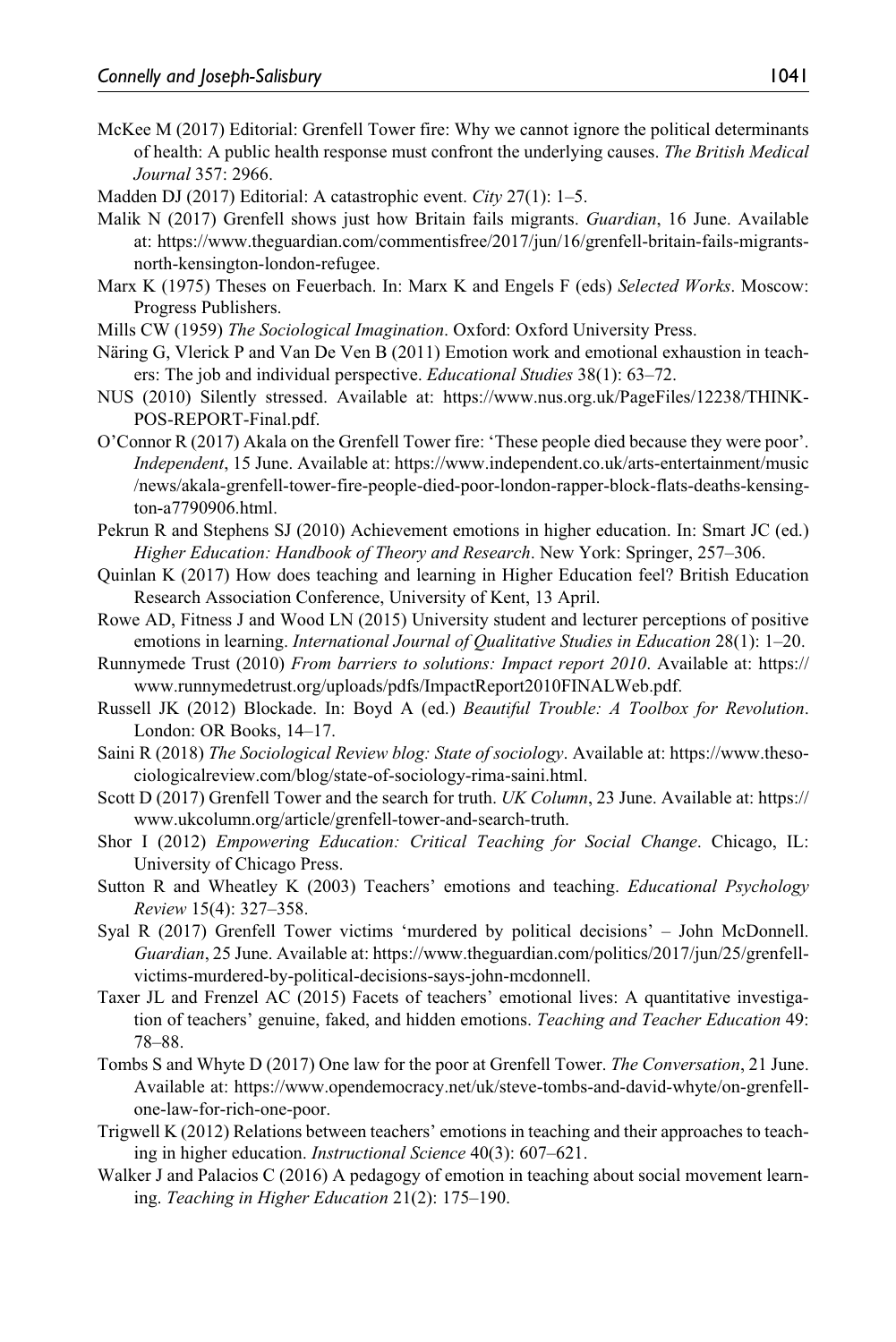McKee M (2017) Editorial: Grenfell Tower fire: Why we cannot ignore the political determinants of health: A public health response must confront the underlying causes. *The British Medical Journal* 357: 2966.

Madden DJ (2017) Editorial: A catastrophic event. *City* 27(1): 1–5.

Malik N (2017) Grenfell shows just how Britain fails migrants. *Guardian*, 16 June. Available at: https://www.theguardian.com/commentisfree/2017/jun/16/grenfell-britain-fails-migrants-north-kensington-london-refugee.

Marx K (1975) Theses on Feuerbach. In: Marx K and Engels F (eds) *Selected Works*. Moscow: Progress Publishers.

Mills CW (1959) *The Sociological Imagination*. Oxford: Oxford University Press.

Näring G, Vlerick P and Van De Ven B (2011) Emotion work and emotional exhaustion in teachers: The job and individual perspective. *Educational Studies* 38(1): 63–72.

NUS (2010) Silently stressed. Available at: https://www.nus.org.uk/PageFiles/12238/THINK-POS-REPORT-Final.pdf.

O'Connor R (2017) Akala on the Grenfell Tower fire: 'These people died because they were poor'. *Independent*, 15 June. Available at: https://www.independent.co.uk/arts-entertainment/music/news/akala-grenfell-tower-fire-people-died-poor-london-rapper-block-flats-deaths-kensington-a7790906.html.

Pekrun R and Stephens SJ (2010) Achievement emotions in higher education. In: Smart JC (ed.) *Higher Education: Handbook of Theory and Research*. New York: Springer, 257–306.

Quinlan K (2017) How does teaching and learning in Higher Education feel? British Education Research Association Conference, University of Kent, 13 April.

Rowe AD, Fitness J and Wood LN (2015) University student and lecturer perceptions of positive emotions in learning. *International Journal of Qualitative Studies in Education* 28(1): 1–20.

Runnymede Trust (2010) *From barriers to solutions: Impact report 2010*. Available at: https://www.runnymedetrust.org/uploads/pdfs/ImpactReport2010FINALWeb.pdf.

Russell JK (2012) Blockade. In: Boyd A (ed.) *Beautiful Trouble: A Toolbox for Revolution*. London: OR Books, 14–17.

Saini R (2018) *The Sociological Review blog: State of sociology*. Available at: https://www.thesociologicalreview.com/blog/state-of-sociology-rima-saini.html.

Scott D (2017) Grenfell Tower and the search for truth. *UK Column*, 23 June. Available at: https://www.ukcolumn.org/article/grenfell-tower-and-search-truth.

Shor I (2012) *Empowering Education: Critical Teaching for Social Change*. Chicago, IL: University of Chicago Press.

Sutton R and Wheatley K (2003) Teachers' emotions and teaching. *Educational Psychology Review* 15(4): 327–358.

Syal R (2017) Grenfell Tower victims 'murdered by political decisions' – John McDonnell. *Guardian*, 25 June. Available at: https://www.theguardian.com/politics/2017/jun/25/grenfell-victims-murdered-by-political-decisions-says-john-mcdonnell.

Taxer JL and Frenzel AC (2015) Facets of teachers' emotional lives: A quantitative investigation of teachers' genuine, faked, and hidden emotions. *Teaching and Teacher Education* 49: 78–88.

Tombs S and Whyte D (2017) One law for the poor at Grenfell Tower. *The Conversation*, 21 June. Available at: https://www.opendemocracy.net/uk/steve-tombs-and-david-whyte/on-grenfell-one-law-for-rich-one-poor.

Trigwell K (2012) Relations between teachers' emotions in teaching and their approaches to teaching in higher education. *Instructional Science* 40(3): 607–621.

Walker J and Palacios C (2016) A pedagogy of emotion in teaching about social movement learning. *Teaching in Higher Education* 21(2): 175–190.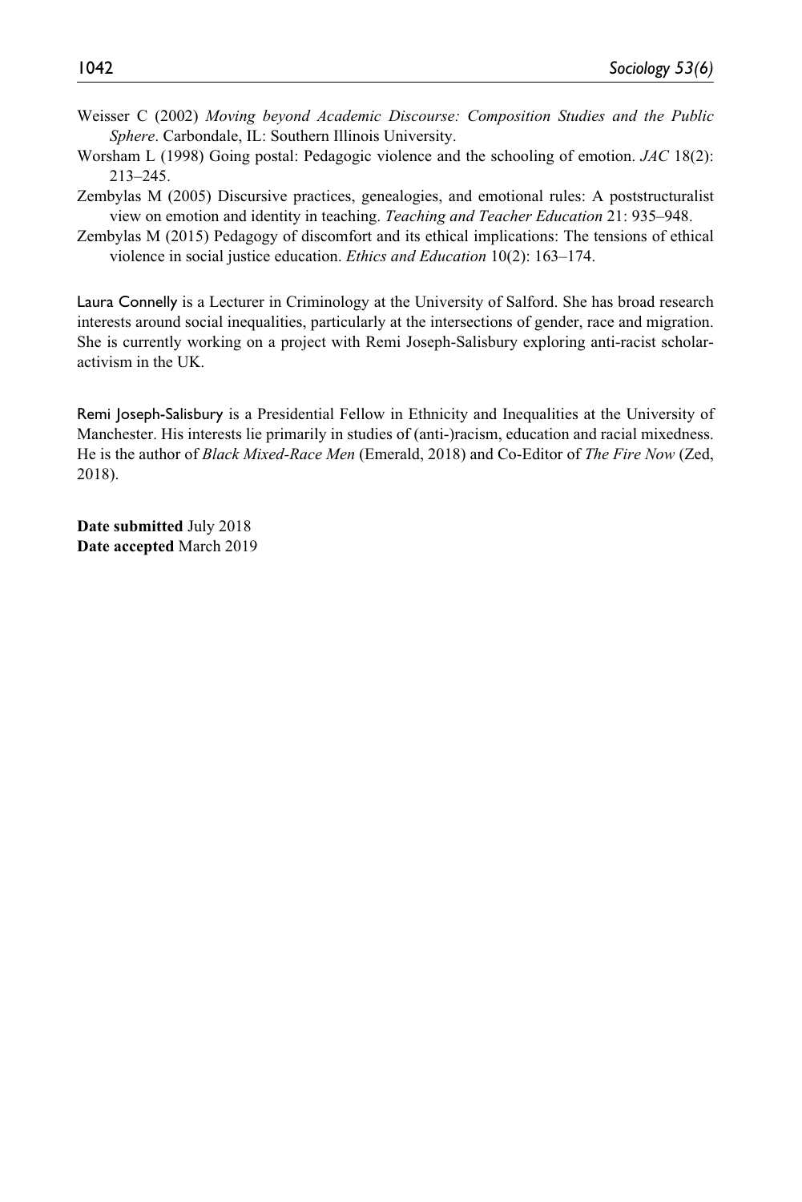Weisser C (2002) *Moving beyond Academic Discourse: Composition Studies and the Public Sphere*. Carbondale, IL: Southern Illinois University.

Worsham L (1998) Going postal: Pedagogic violence and the schooling of emotion. *JAC* 18(2): 213–245.

Zembylas M (2005) Discursive practices, genealogies, and emotional rules: A poststructuralist view on emotion and identity in teaching. *Teaching and Teacher Education* 21: 935–948.

Zembylas M (2015) Pedagogy of discomfort and its ethical implications: The tensions of ethical violence in social justice education. *Ethics and Education* 10(2): 163–174.

Laura Connelly is a Lecturer in Criminology at the University of Salford. She has broad research interests around social inequalities, particularly at the intersections of gender, race and migration. She is currently working on a project with Remi Joseph-Salisbury exploring anti-racist scholar-activism in the UK.

Remi Joseph-Salisbury is a Presidential Fellow in Ethnicity and Inequalities at the University of Manchester. His interests lie primarily in studies of (anti-)racism, education and racial mixedness. He is the author of *Black Mixed-Race Men* (Emerald, 2018) and Co-Editor of *The Fire Now* (Zed, 2018).

**Date submitted** July 2018
**Date accepted** March 2019